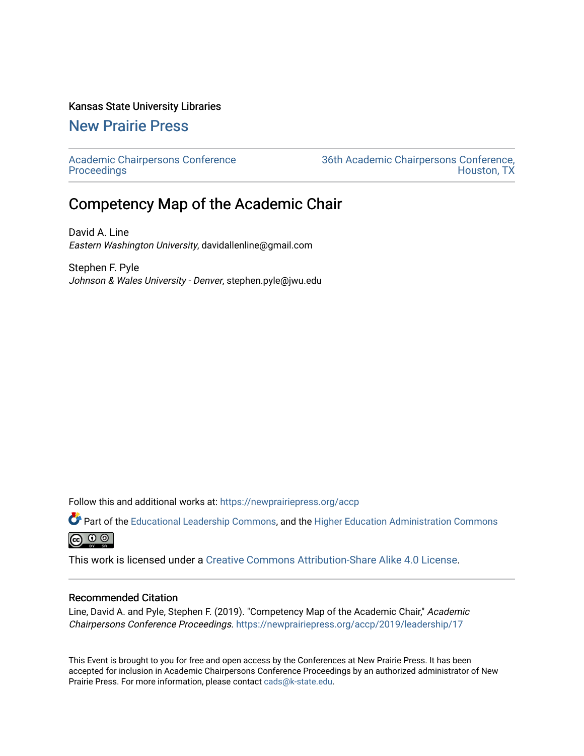Kansas State University Libraries

## New Prairie Press

Academic Chairpersons Conference Proceedings | 36th Academic Chairpersons Conference, Houston, TX

# Competency Map of the Academic Chair

David A. Line
*Eastern Washington University*, davidallenline@gmail.com

Stephen F. Pyle
*Johnson & Wales University - Denver*, stephen.pyle@jwu.edu

Follow this and additional works at: https://newprairiepress.org/accp

Part of the Educational Leadership Commons, and the Higher Education Administration Commons

This work is licensed under a Creative Commons Attribution-Share Alike 4.0 License.

### Recommended Citation

Line, David A. and Pyle, Stephen F. (2019). "Competency Map of the Academic Chair," *Academic Chairpersons Conference Proceedings*. https://newprairiepress.org/accp/2019/leadership/17

This Event is brought to you for free and open access by the Conferences at New Prairie Press. It has been accepted for inclusion in Academic Chairpersons Conference Proceedings by an authorized administrator of New Prairie Press. For more information, please contact cads@k-state.edu.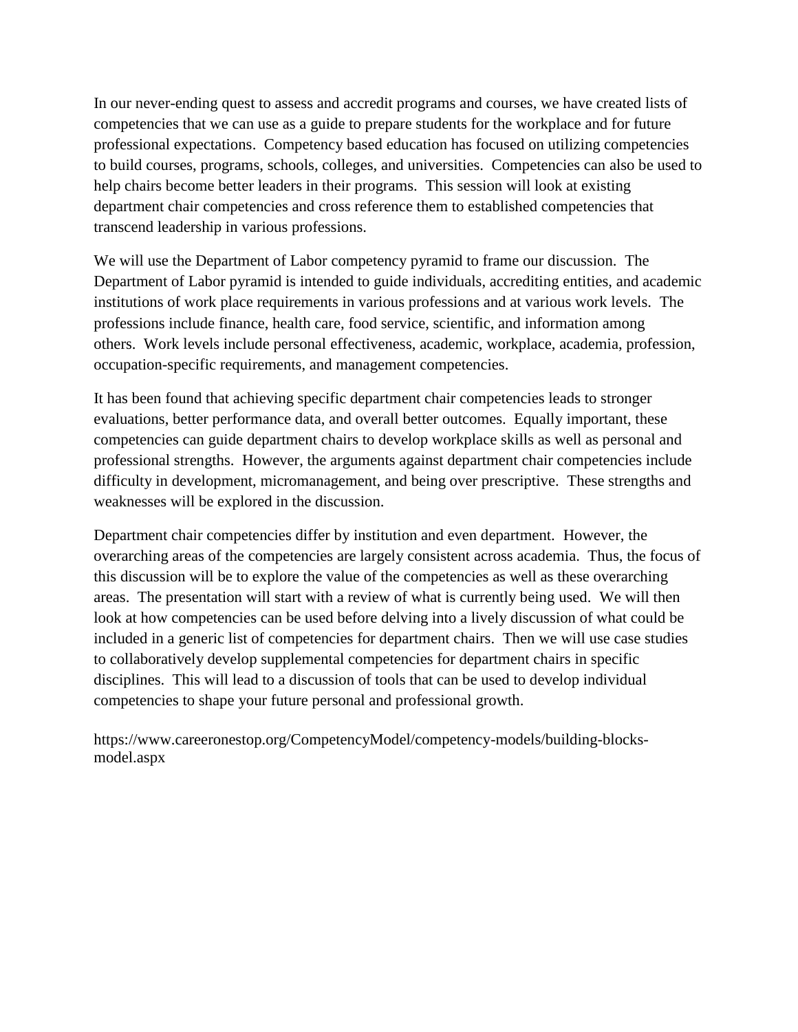In our never-ending quest to assess and accredit programs and courses, we have created lists of competencies that we can use as a guide to prepare students for the workplace and for future professional expectations.  Competency based education has focused on utilizing competencies to build courses, programs, schools, colleges, and universities.  Competencies can also be used to help chairs become better leaders in their programs.  This session will look at existing department chair competencies and cross reference them to established competencies that transcend leadership in various professions.

We will use the Department of Labor competency pyramid to frame our discussion.  The Department of Labor pyramid is intended to guide individuals, accrediting entities, and academic institutions of work place requirements in various professions and at various work levels.  The professions include finance, health care, food service, scientific, and information among others.  Work levels include personal effectiveness, academic, workplace, academia, profession, occupation-specific requirements, and management competencies.

It has been found that achieving specific department chair competencies leads to stronger evaluations, better performance data, and overall better outcomes.  Equally important, these competencies can guide department chairs to develop workplace skills as well as personal and professional strengths.  However, the arguments against department chair competencies include difficulty in development, micromanagement, and being over prescriptive.  These strengths and weaknesses will be explored in the discussion.

Department chair competencies differ by institution and even department.  However, the overarching areas of the competencies are largely consistent across academia.  Thus, the focus of this discussion will be to explore the value of the competencies as well as these overarching areas.  The presentation will start with a review of what is currently being used.  We will then look at how competencies can be used before delving into a lively discussion of what could be included in a generic list of competencies for department chairs.  Then we will use case studies to collaboratively develop supplemental competencies for department chairs in specific disciplines.  This will lead to a discussion of tools that can be used to develop individual competencies to shape your future personal and professional growth.

https://www.careeronestop.org/CompetencyModel/competency-models/building-blocks-model.aspx